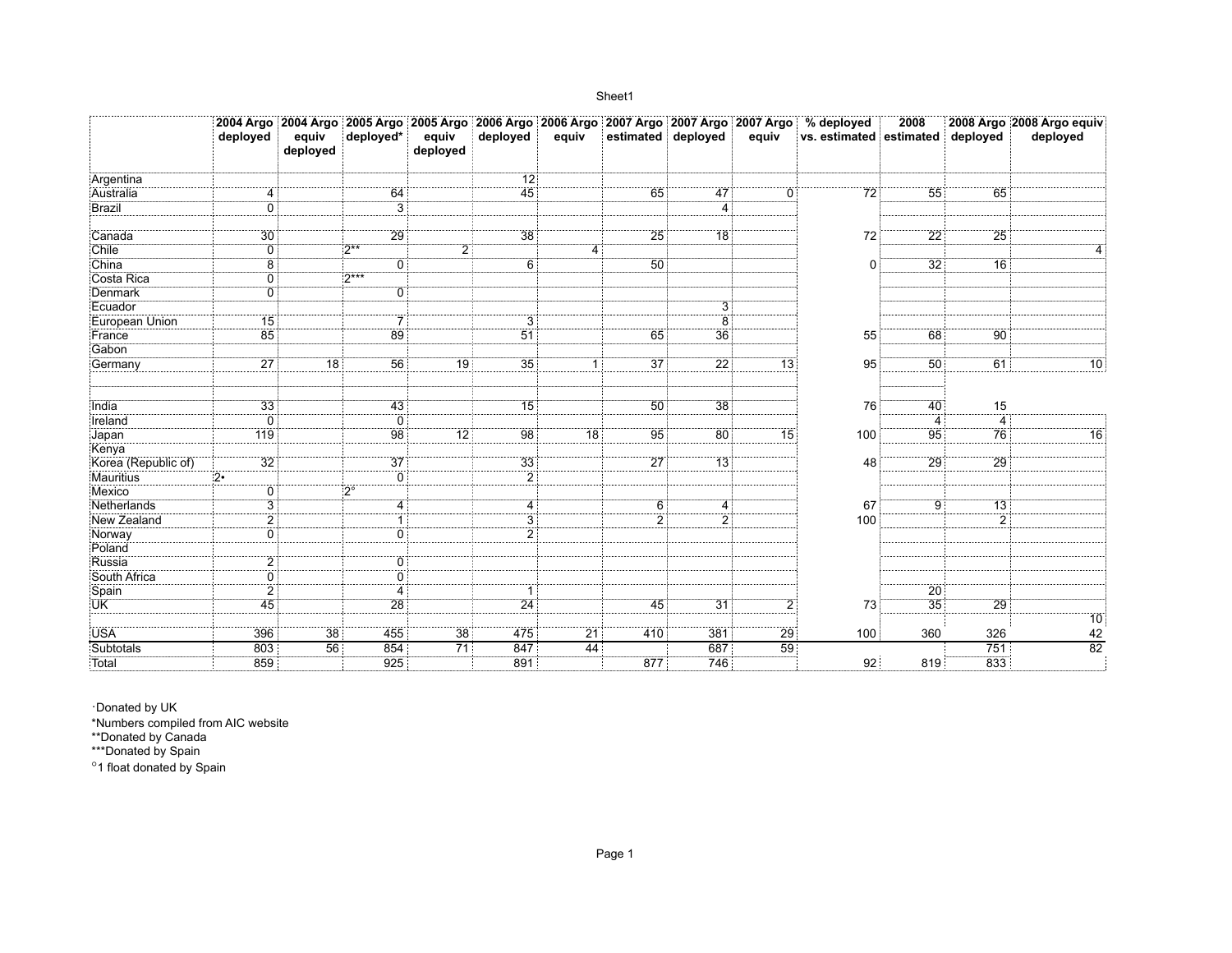| | 2004 Argo deployed | 2004 Argo equiv deployed | 2005 Argo deployed* | 2005 Argo equiv deployed | 2006 Argo deployed | 2006 Argo equiv | 2007 Argo estimated | 2007 Argo deployed | 2007 Argo equiv | % deployed vs. estimated | 2008 estimated | 2008 Argo deployed | 2008 Argo equiv deployed |
|---|---|---|---|---|---|---|---|---|---|---|---|---|---|
| Argentina | | | | | 12 | | | | | | | | |
| Australia | 4 | | 64 | | 45 | | 65 | 47 | 0 | 72 | 55 | 65 | |
| Brazil | 0 | | 3 | | | | | 4 | | | | | |
| | | | | | | | | | | | | | |
| Canada | 30 | | 29 | | 38 | | 25 | 18 | | 72 | 22 | 25 | |
| Chile | 0 | | 2** | 2 | | 4 | | | | | | | 4 |
| China | 8 | | 0 | | 6 | | 50 | | | 0 | 32 | 16 | |
| Costa Rica | 0 | | 2*** | | | | | | | | | | |
| Denmark | 0 | | 0 | | | | | | | | | | |
| Ecuador | | | | | | | | 3 | | | | | |
| European Union | 15 | | 7 | | 3 | | | 8 | | | | | |
| France | 85 | | 89 | | 51 | | 65 | 36 | | 55 | 68 | 90 | |
| Gabon | | | | | | | | | | | | | |
| Germany | 27 | 18 | 56 | 19 | 35 | 1 | 37 | 22 | 13 | 95 | 50 | 61 | 10 |
| | | | | | | | | | | | | | |
| | | | | | | | | | | | | | |
| India | 33 | | 43 | | 15 | | 50 | 38 | | 76 | 40 | 15 | |
| Ireland | 0 | | 0 | | | | | | | | 4 | 4 | |
| Japan | 119 | | 98 | 12 | 98 | 18 | 95 | 80 | 15 | 100 | 95 | 76 | 16 |
| Kenya | | | | | | | | | | | | | |
| Korea (Republic of) | 32 | | 37 | | 33 | | 27 | 13 | | 48 | 29 | 29 | |
| Mauritius | 2• | | 0 | | 2 | | | | | | | | |
| Mexico | 0 | | 2° | | | | | | | | | | |
| Netherlands | 3 | | 4 | | 4 | | 6 | 4 | | 67 | 9 | 13 | |
| New Zealand | 2 | | 1 | | 3 | | 2 | 2 | | 100 | | 2 | |
| Norway | 0 | | 0 | | 2 | | | | | | | | |
| Poland | | | | | | | | | | | | | |
| Russia | 2 | | 0 | | | | | | | | | | |
| South Africa | 0 | | 0 | | | | | | | | | | |
| Spain | 2 | | 4 | | 1 | | | | | | 20 | | |
| UK | 45 | | 28 | | 24 | | 45 | 31 | 2 | 73 | 35 | 29 | |
| | | | | | | | | | | | | | 10 |
| USA | 396 | 38 | 455 | 38 | 475 | 21 | 410 | 381 | 29 | 100 | 360 | 326 | 42 |
| Subtotals | 803 | 56 | 854 | 71 | 847 | 44 | | 687 | 59 | | | 751 | 82 |
| Total | 859 | | 925 | | 891 | | 877 | 746 | | 92 | 819 | 833 | |

•Donated by UK

*Numbers compiled from AIC website

**Donated by Canada

***Donated by Spain

°1 float donated by Spain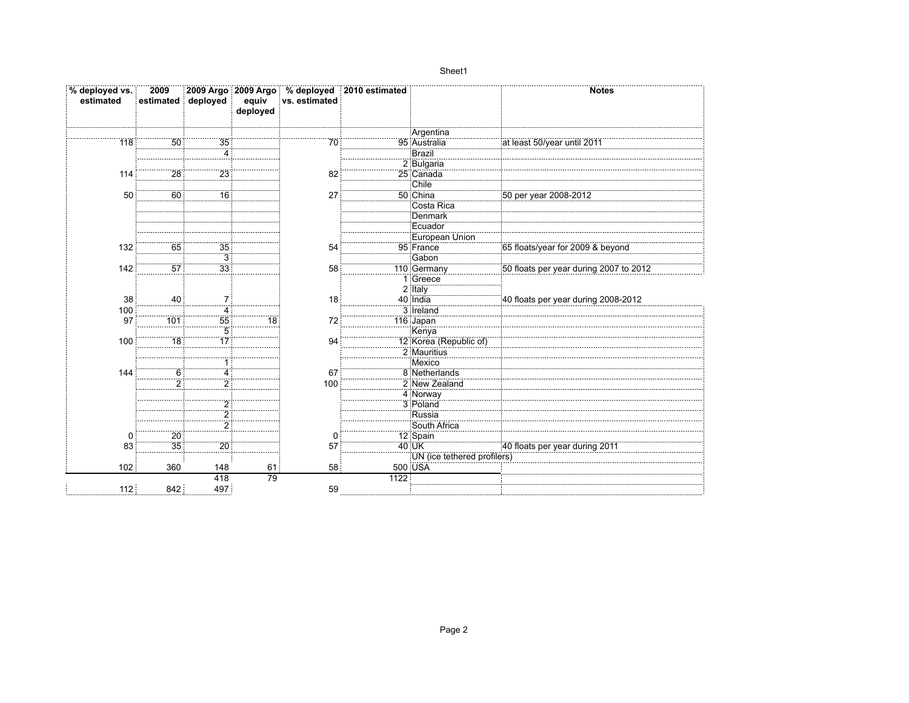| % deployed vs. estimated | 2009 estimated | 2009 Argo deployed | 2009 Argo equiv deployed | % deployed vs. estimated | 2010 estimated | | Notes |
|---|---|---|---|---|---|---|---|
| | | | | | | Argentina | |
| 118 | 50 | 35 | | 70 | 95 | Australia | at least 50/year until 2011 |
| | | 4 | | | | Brazil | |
| | | | | | 2 | Bulgaria | |
| 114 | 28 | 23 | | 82 | 25 | Canada | |
| | | | | | | Chile | |
| 50 | 60 | 16 | | 27 | 50 | China | 50 per year 2008-2012 |
| | | | | | | Costa Rica | |
| | | | | | | Denmark | |
| | | | | | | Ecuador | |
| | | | | | | European Union | |
| 132 | 65 | 35 | | 54 | 95 | France | 65 floats/year for 2009 & beyond |
| | | 3 | | | | Gabon | |
| 142 | 57 | 33 | | 58 | 110 | Germany | 50 floats per year during 2007 to 2012 |
| | | | | | 1 | Greece | |
| | | | | | 2 | Italy | |
| 38 | 40 | 7 | | 18 | 40 | India | 40 floats per year during 2008-2012 |
| 100 | | 4 | | | 3 | Ireland | |
| 97 | 101 | 55 | 18 | 72 | 116 | Japan | |
| | | 5 | | | | Kenya | |
| 100 | 18 | 17 | | 94 | 12 | Korea (Republic of) | |
| | | | | | 2 | Mauritius | |
| | | 1 | | | | Mexico | |
| 144 | 6 | 4 | | 67 | 8 | Netherlands | |
| | 2 | 2 | | 100 | 2 | New Zealand | |
| | | | | | 4 | Norway | |
| | | 2 | | | 3 | Poland | |
| | | 2 | | | | Russia | |
| | | 2 | | | | South Africa | |
| 0 | 20 | | | 0 | 12 | Spain | |
| 83 | 35 | 20 | | 57 | 40 | UK | 40 floats per year during 2011 |
| | | | | | | UN (ice tethered profilers) | |
| 102 | 360 | 148 | 61 | 58 | 500 | USA | |
| | | 418 | 79 | | 1122 | | |
| 112 | 842 | 497 | | 59 | | | |